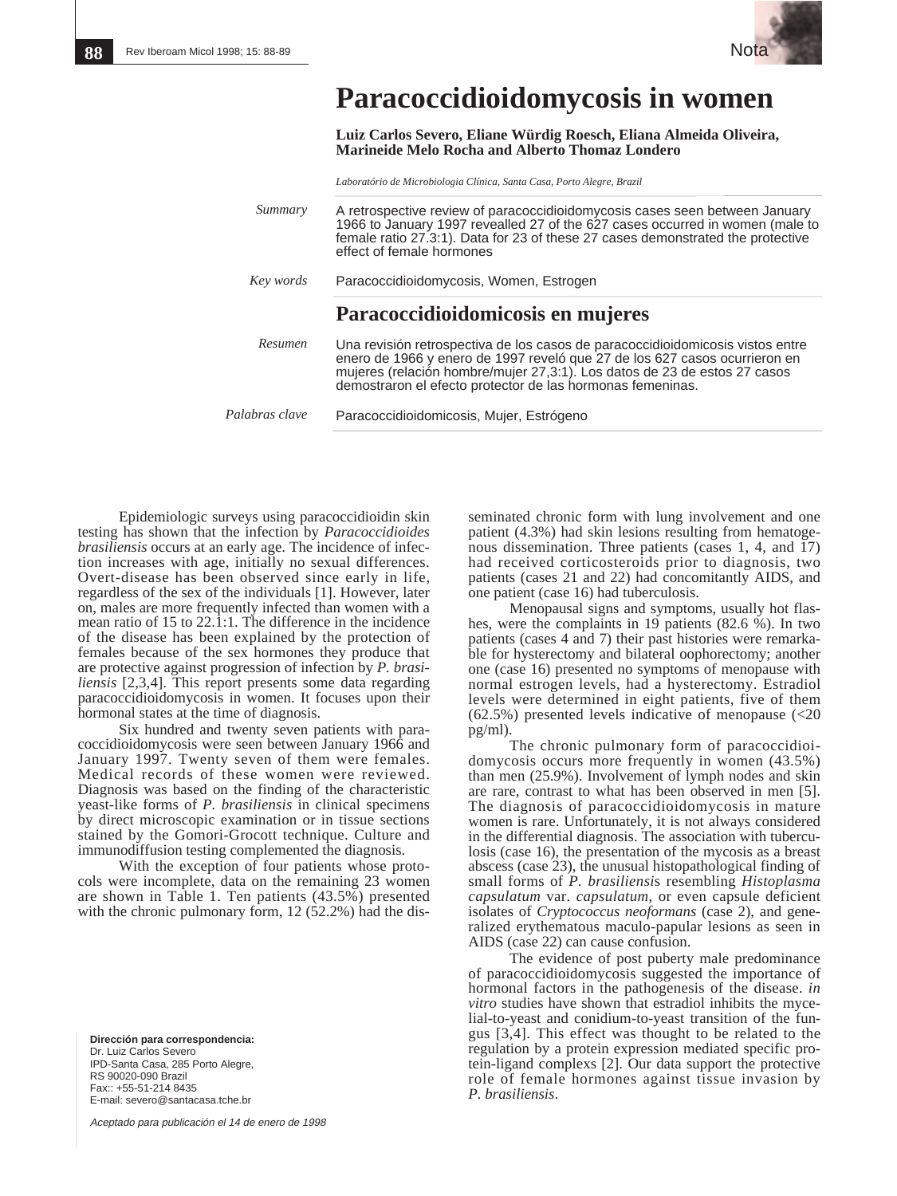Nota

# Paracoccidioidomycosis in women

**Luiz Carlos Severo, Eliane Würdig Roesch, Eliana Almeida Oliveira, Marineide Melo Rocha and Alberto Thomaz Londero**

*Laboratório de Microbiologia Clínica, Santa Casa, Porto Alegre, Brazil*

*Summary* A retrospective review of paracoccidioidomycosis cases seen between January 1966 to January 1997 revealled 27 of the 627 cases occurred in women (male to female ratio 27.3:1). Data for 23 of these 27 cases demonstrated the protective effect of female hormones

*Key words* Paracoccidioidomycosis, Women, Estrogen

## Paracoccidioidomicosis en mujeres

*Resumen* Una revisión retrospectiva de los casos de paracoccidioidomicosis vistos entre enero de 1966 y enero de 1997 reveló que 27 de los 627 casos ocurrieron en mujeres (relación hombre/mujer 27,3:1). Los datos de 23 de estos 27 casos demostraron el efecto protector de las hormonas femeninas.

*Palabras clave* Paracoccidioidomicosis, Mujer, Estrógeno

Epidemiologic surveys using paracoccidioidin skin testing has shown that the infection by *Paracoccidioides brasiliensis* occurs at an early age. The incidence of infection increases with age, initially no sexual differences. Overt-disease has been observed since early in life, regardless of the sex of the individuals [1]. However, later on, males are more frequently infected than women with a mean ratio of 15 to 22.1:1. The difference in the incidence of the disease has been explained by the protection of females because of the sex hormones they produce that are protective against progression of infection by *P. brasiliensis* [2,3,4]. This report presents some data regarding paracoccidioidomycosis in women. It focuses upon their hormonal states at the time of diagnosis.

Six hundred and twenty seven patients with paracoccidioidomycosis were seen between January 1966 and January 1997. Twenty seven of them were females. Medical records of these women were reviewed. Diagnosis was based on the finding of the characteristic yeast-like forms of *P. brasiliensis* in clinical specimens by direct microscopic examination or in tissue sections stained by the Gomori-Grocott technique. Culture and immunodiffusion testing complemented the diagnosis.

With the exception of four patients whose protocols were incomplete, data on the remaining 23 women are shown in Table 1. Ten patients (43.5%) presented with the chronic pulmonary form, 12 (52.2%) had the disseminated chronic form with lung involvement and one patient (4.3%) had skin lesions resulting from hematogenous dissemination. Three patients (cases 1, 4, and 17) had received corticosteroids prior to diagnosis, two patients (cases 21 and 22) had concomitantly AIDS, and one patient (case 16) had tuberculosis.

Menopausal signs and symptoms, usually hot flashes, were the complaints in 19 patients (82.6 %). In two patients (cases 4 and 7) their past histories were remarkable for hysterectomy and bilateral oophorectomy; another one (case 16) presented no symptoms of menopause with normal estrogen levels, had a hysterectomy. Estradiol levels were determined in eight patients, five of them (62.5%) presented levels indicative of menopause (<20 pg/ml).

The chronic pulmonary form of paracoccidioidomycosis occurs more frequently in women (43.5%) than men (25.9%). Involvement of lymph nodes and skin are rare, contrast to what has been observed in men [5]. The diagnosis of paracoccidioidomycosis in mature women is rare. Unfortunately, it is not always considered in the differential diagnosis. The association with tuberculosis (case 16), the presentation of the mycosis as a breast abscess (case 23), the unusual histopathological finding of small forms of *P. brasiliensis* resembling *Histoplasma capsulatum* var. *capsulatum,* or even capsule deficient isolates of *Cryptococcus neoformans* (case 2), and generalized erythematous maculo-papular lesions as seen in AIDS (case 22) can cause confusion.

The evidence of post puberty male predominance of paracoccidioidomycosis suggested the importance of hormonal factors in the pathogenesis of the disease. *in vitro* studies have shown that estradiol inhibits the mycelial-to-yeast and conidium-to-yeast transition of the fungus [3,4]. This effect was thought to be related to the regulation by a protein expression mediated specific protein-ligand complexs [2]. Our data support the protective role of female hormones against tissue invasion by *P. brasiliensis*.

**Dirección para correspondencia:**
Dr. Luiz Carlos Severo
IPD-Santa Casa, 285 Porto Alegre,
RS 90020-090 Brazil
Fax:: +55-51-214 8435
E-mail: severo@santacasa.tche.br

*Aceptado para publicación el 14 de enero de 1998*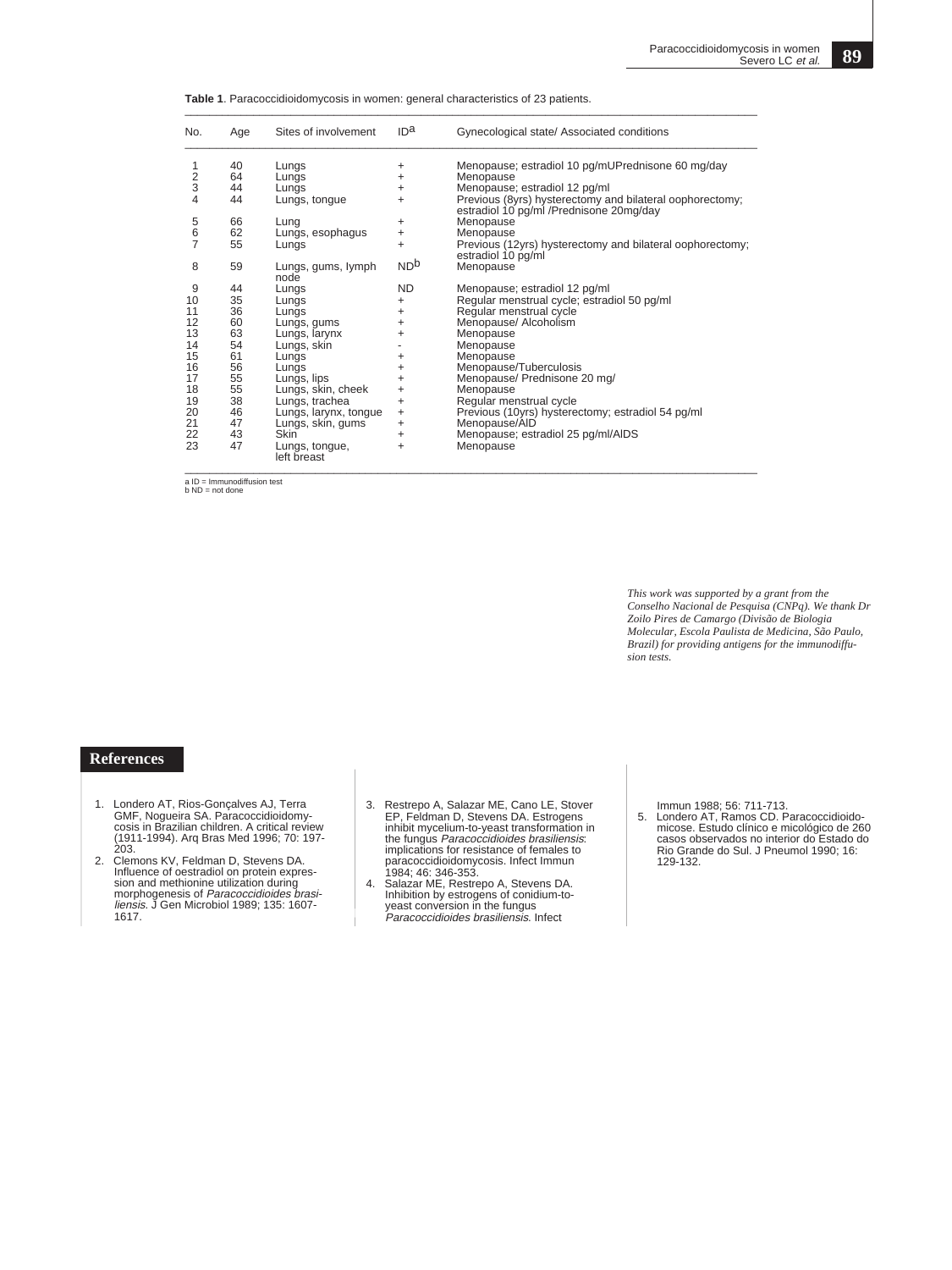**Table 1**. Paracoccidioidomycosis in women: general characteristics of 23 patients.

| No. | Age | Sites of involvement | ID[a] | Gynecological state/ Associated conditions |
|---|---|---|---|---|
| 1 | 40 | Lungs | + | Menopause; estradiol 10 pg/mUPrednisone 60 mg/day |
| 2 | 64 | Lungs | + | Menopause |
| 3 | 44 | Lungs | + | Menopause; estradiol 12 pg/ml |
| 4 | 44 | Lungs, tongue | + | Previous (8yrs) hysterectomy and bilateral oophorectomy; estradiol 10 pg/ml /Prednisone 20mg/day |
| 5 | 66 | Lung | + | Menopause |
| 6 | 62 | Lungs, esophagus | + | Menopause |
| 7 | 55 | Lungs | + | Previous (12yrs) hysterectomy and bilateral oophorectomy; estradiol 10 pg/ml |
| 8 | 59 | Lungs, gums, lymph node | ND[b] | Menopause |
| 9 | 44 | Lungs | ND | Menopause; estradiol 12 pg/ml |
| 10 | 35 | Lungs | + | Regular menstrual cycle; estradiol 50 pg/ml |
| 11 | 36 | Lungs | + | Regular menstrual cycle |
| 12 | 60 | Lungs, gums | + | Menopause/ Alcoholism |
| 13 | 63 | Lungs, larynx | + | Menopause |
| 14 | 54 | Lungs, skin | - | Menopause |
| 15 | 61 | Lungs | + | Menopause |
| 16 | 56 | Lungs | + | Menopause/Tuberculosis |
| 17 | 55 | Lungs, lips | + | Menopause/ Prednisone 20 mg/ |
| 18 | 55 | Lungs, skin, cheek | + | Menopause |
| 19 | 38 | Lungs, trachea | + | Regular menstrual cycle |
| 20 | 46 | Lungs, larynx, tongue | + | Previous (10yrs) hysterectomy; estradiol 54 pg/ml |
| 21 | 47 | Lungs, skin, gums | + | Menopause/AID |
| 22 | 43 | Skin | + | Menopause; estradiol 25 pg/ml/AIDS |
| 23 | 47 | Lungs, tongue, left breast | + | Menopause |

a ID = Immunodiffusion test
b ND = not done

*This work was supported by a grant from the Conselho Nacional de Pesquisa (CNPq). We thank Dr Zoilo Pires de Camargo (Divisão de Biologia Molecular, Escola Paulista de Medicina, São Paulo, Brazil) for providing antigens for the immunodiffusion tests.*

## References

1. Londero AT, Rios-Gonçalves AJ, Terra GMF, Nogueira SA. Paracoccidioidomycosis in Brazilian children. A critical review (1911-1994). Arq Bras Med 1996; 70: 197-203.
2. Clemons KV, Feldman D, Stevens DA. Influence of oestradiol on protein expression and methionine utilization during morphogenesis of *Paracoccidioides brasiliensis*. J Gen Microbiol 1989; 135: 1607-1617.
3. Restrepo A, Salazar ME, Cano LE, Stover EP, Feldman D, Stevens DA. Estrogens inhibit mycelium-to-yeast transformation in the fungus *Paracoccidioides brasiliensis*: implications for resistance of females to paracoccidioidomycosis. Infect Immun 1984; 46: 346-353.
4. Salazar ME, Restrepo A, Stevens DA. Inhibition by estrogens of conidium-to-yeast conversion in the fungus *Paracoccidioides brasiliensis*. Infect Immun 1988; 56: 711-713.
5. Londero AT, Ramos CD. Paracoccidioidomicose. Estudo clínico e micológico de 260 casos observados no interior do Estado do Rio Grande do Sul. J Pneumol 1990; 16: 129-132.